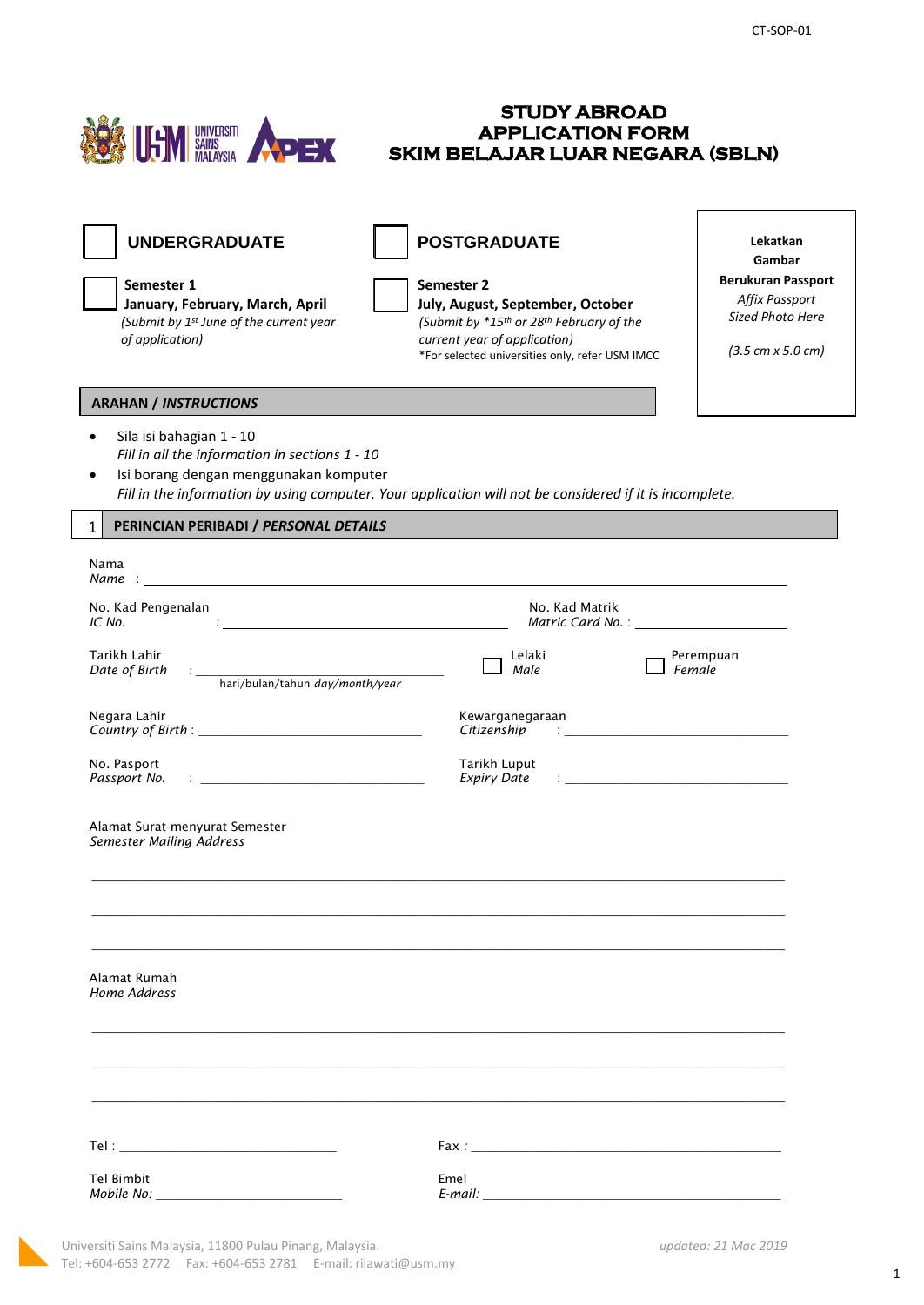CT-SOP-01

# STUDY ABROAD APPLICATION FORM
# SKIM BELAJAR LUAR NEGARA (SBLN)

☐ **UNDERGRADUATE**

☐ **POSTGRADUATE**

☐ **Semester 1**
**January, February, March, April**
*(Submit by 1st June of the current year of application)*

☐ **Semester 2**
**July, August, September, October**
*(Submit by *15th or 28th February of the current year of application)*
*For selected universities only, refer USM IMCC

**Lekatkan Gambar Berukuran Passport**
*Affix Passport Sized Photo Here*

*(3.5 cm x 5.0 cm)*

## ARAHAN / *INSTRUCTIONS*

- Sila isi bahagian 1 - 10
  *Fill in all the information in sections 1 - 10*
- Isi borang dengan menggunakan komputer
  *Fill in the information by using computer. Your application will not be considered if it is incomplete.*

## 1 PERINCIAN PERIBADI / *PERSONAL DETAILS*

Nama
*Name* : ______________________________________________

No. Kad Pengenalan
*IC No.* : ______________________

No. Kad Matrik
*Matric Card No.* : ______________________

Tarikh Lahir
*Date of Birth* : ______________________
hari/bulan/tahun *day/month/year*

☐ Lelaki *Male*

☐ Perempuan *Female*

Negara Lahir
*Country of Birth* : ______________________

Kewarganegaraan
*Citizenship* : ______________________

No. Pasport
*Passport No.* : ______________________

Tarikh Luput
*Expiry Date* : ______________________

Alamat Surat-menyurat Semester
*Semester Mailing Address*

______________________________________________

______________________________________________

______________________________________________

Alamat Rumah
*Home Address*

______________________________________________

______________________________________________

______________________________________________

Tel : ______________________

Fax : ______________________

Tel Bimbit
*Mobile No:* ______________________

Emel
*E-mail:* ______________________

Universiti Sains Malaysia, 11800 Pulau Pinang, Malaysia.
Tel: +604-653 2772 Fax: +604-653 2781 E-mail: rilawati@usm.my

*updated: 21 Mac 2019*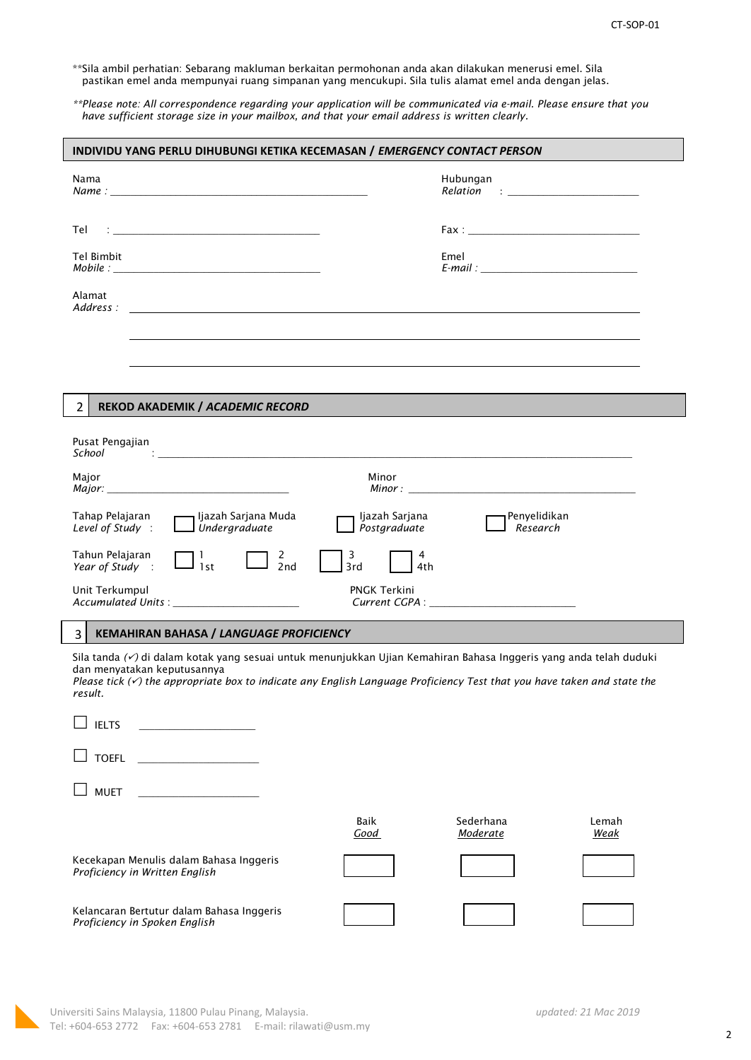\*\*Sila ambil perhatian: Sebarang makluman berkaitan permohonan anda akan dilakukan menerusi emel. Sila pastikan emel anda mempunyai ruang simpanan yang mencukupi. Sila tulis alamat emel anda dengan jelas.

*\*\*Please note: All correspondence regarding your application will be communicated via e-mail. Please ensure that you have sufficient storage size in your mailbox, and that your email address is written clearly.*

## INDIVIDU YANG PERLU DIHUBUNGI KETIKA KECEMASAN / *EMERGENCY CONTACT PERSON*

Nama
*Name :* ______________________________

Hubungan
*Relation* : ______________________________

Tel : ______________________________

Fax : ______________________________

Tel Bimbit
*Mobile :* ______________________________

Emel
*E-mail :* ______________________________

Alamat
*Address :* ______________________________

______________________________

______________________________

## 2 REKOD AKADEMIK / *ACADEMIC RECORD*

Pusat Pengajian
*School* : ______________________________

Major
*Major:* ______________________________

Minor
*Minor :* ______________________________

Tahap Pelajaran / *Level of Study* : ☐ Ijazah Sarjana Muda / *Undergraduate* ☐ Ijazah Sarjana / *Postgraduate* ☐ Penyelidikan / *Research*

Tahun Pelajaran / *Year of Study* : ☐ 1 / 1st ☐ 2 / 2nd ☐ 3 / 3rd ☐ 4 / 4th

Unit Terkumpul
*Accumulated Units* : ______________________________

PNGK Terkini
*Current CGPA* : ______________________________

## 3 KEMAHIRAN BAHASA / *LANGUAGE PROFICIENCY*

Sila tanda (✓) di dalam kotak yang sesuai untuk menunjukkan Ujian Kemahiran Bahasa Inggeris yang anda telah duduki dan menyatakan keputusannya
*Please tick (✓) the appropriate box to indicate any English Language Proficiency Test that you have taken and state the result.*

☐ IELTS ______________________________

☐ TOEFL ______________________________

☐ MUET ______________________________

| | Baik / *Good* | Sederhana / *Moderate* | Lemah / *Weak* |
|---|---|---|---|
| Kecekapan Menulis dalam Bahasa Inggeris / *Proficiency in Written English* | ☐ | ☐ | ☐ |
| Kelancaran Bertutur dalam Bahasa Inggeris / *Proficiency in Spoken English* | ☐ | ☐ | ☐ |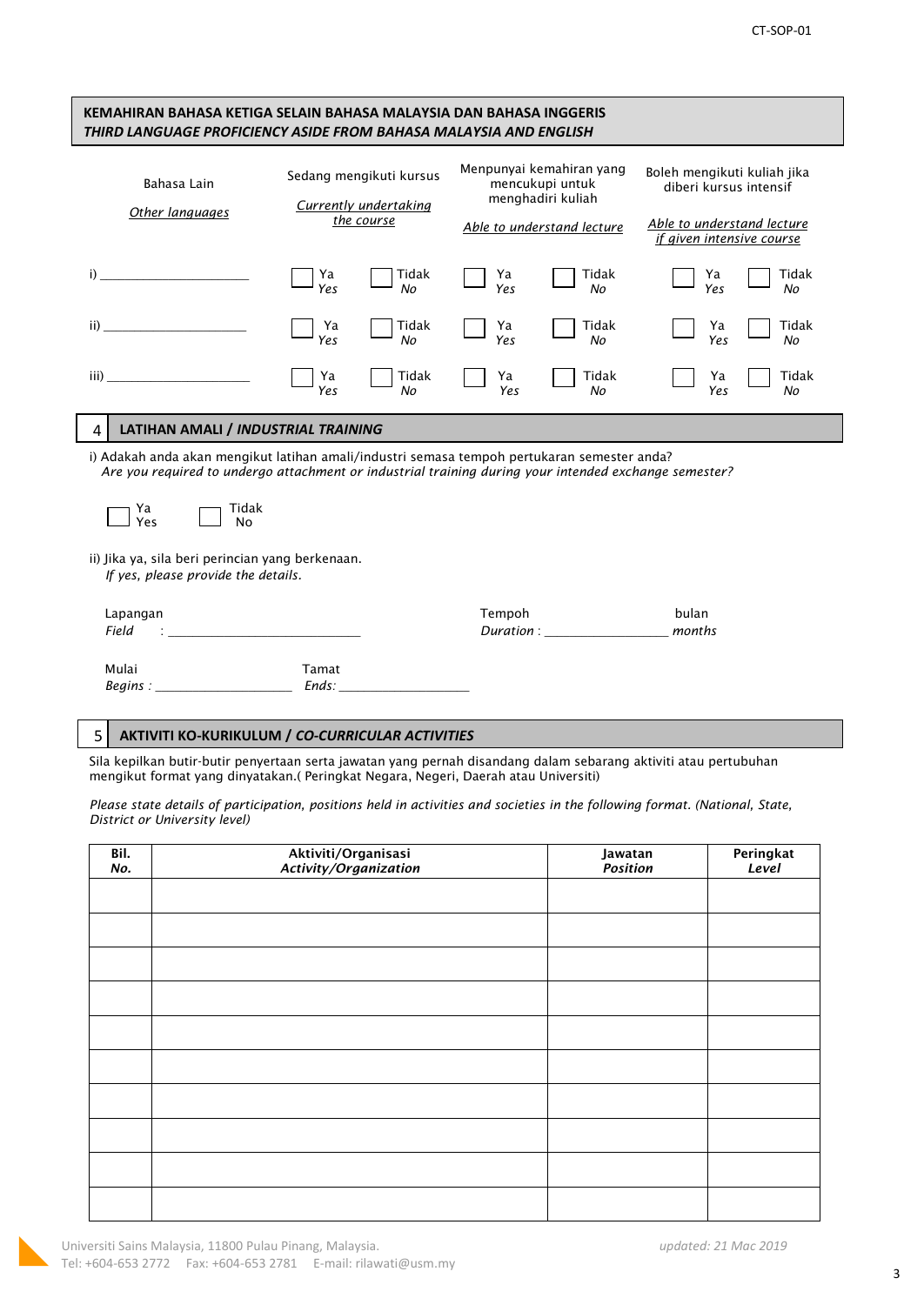## KEMAHIRAN BAHASA KETIGA SELAIN BAHASA MALAYSIA DAN BAHASA INGGERIS
### *THIRD LANGUAGE PROFICIENCY ASIDE FROM BAHASA MALAYSIA AND ENGLISH*

| Bahasa Lain <br> *Other languages* | Sedang mengikuti kursus <br> *Currently undertaking the course* | | Menpunyai kemahiran yang mencukupi untuk menghadiri kuliah <br> *Able to understand lecture* | | Boleh mengikuti kuliah jika diberi kursus intensif <br> *Able to understand lecture if given intensive course* | |
|---|---|---|---|---|---|---|
| i) ____________ | ☐ Ya *Yes* | ☐ Tidak *No* | ☐ Ya *Yes* | ☐ Tidak *No* | ☐ Ya *Yes* | ☐ Tidak *No* |
| ii) ____________ | ☐ Ya *Yes* | ☐ Tidak *No* | ☐ Ya *Yes* | ☐ Tidak *No* | ☐ Ya *Yes* | ☐ Tidak *No* |
| iii) ____________ | ☐ Ya *Yes* | ☐ Tidak *No* | ☐ Ya *Yes* | ☐ Tidak *No* | ☐ Ya *Yes* | ☐ Tidak *No* |

## 4 LATIHAN AMALI / *INDUSTRIAL TRAINING*

i) Adakah anda akan mengikut latihan amali/industri semasa tempoh pertukaran semester anda?
*Are you required to undergo attachment or industrial training during your intended exchange semester?*

☐ Ya *Yes* ☐ Tidak *No*

ii) Jika ya, sila beri perincian yang berkenaan.
*If yes, please provide the details.*

Lapangan
*Field* : ____________________

Tempoh bulan
*Duration* : ______________ *months*

Mulai
*Begins* : ______________

Tamat
*Ends*: ______________

## 5 AKTIVITI KO-KURIKULUM / *CO-CURRICULAR ACTIVITIES*

Sila kepilkan butir-butir penyertaan serta jawatan yang pernah disandang dalam sebarang aktiviti atau pertubuhan mengikut format yang dinyatakan.( Peringkat Negara, Negeri, Daerah atau Universiti)

*Please state details of participation, positions held in activities and societies in the following format. (National, State, District or University level)*

| Bil. *No.* | Aktiviti/Organisasi *Activity/Organization* | Jawatan *Position* | Peringkat *Level* |
|---|---|---|---|
| | | | |
| | | | |
| | | | |
| | | | |
| | | | |
| | | | |
| | | | |
| | | | |
| | | | |
| | | | |

Universiti Sains Malaysia, 11800 Pulau Pinang, Malaysia.
Tel: +604-653 2772 Fax: +604-653 2781 E-mail: rilawati@usm.my

*updated: 21 Mac 2019*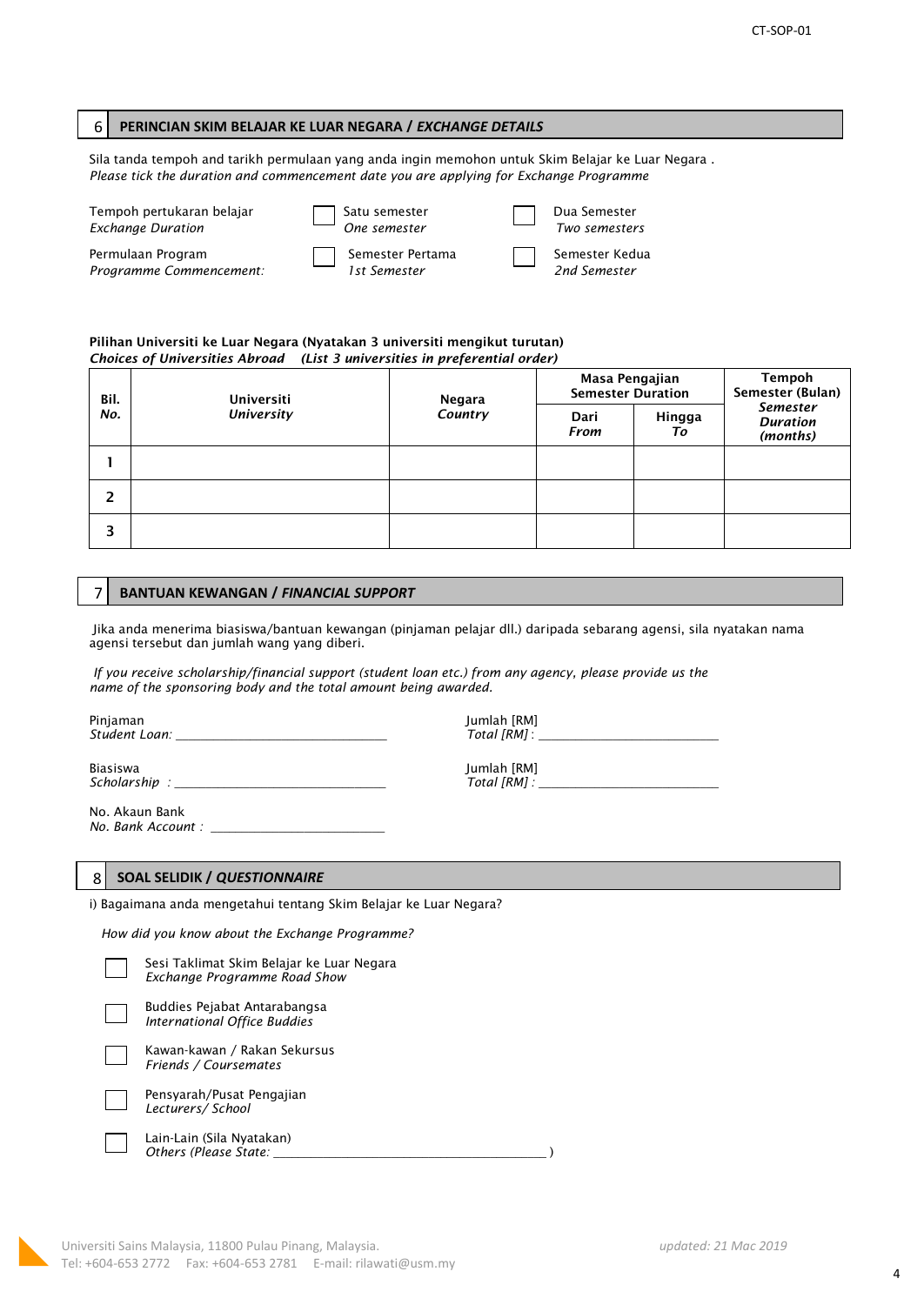## 6 PERINCIAN SKIM BELAJAR KE LUAR NEGARA / *EXCHANGE DETAILS*

Sila tanda tempoh and tarikh permulaan yang anda ingin memohon untuk Skim Belajar ke Luar Negara .
*Please tick the duration and commencement date you are applying for Exchange Programme*

| | | |
|---|---|---|
| Tempoh pertukaran belajar<br>*Exchange Duration* | ☐ Satu semester<br>*One semester* | ☐ Dua Semester<br>*Two semesters* |
| Permulaan Program<br>*Programme Commencement:* | ☐ Semester Pertama<br>*1st Semester* | ☐ Semester Kedua<br>*2nd Semester* |

**Pilihan Universiti ke Luar Negara (Nyatakan 3 universiti mengikut turutan)**
***Choices of Universities Abroad (List 3 universities in preferential order)***

| Bil.<br>*No.* | Universiti<br>*University* | Negara<br>*Country* | Masa Pengajian<br>Semester Duration | | Tempoh Semester (Bulan)<br>*Semester Duration (months)* |
|---|---|---|---|---|---|
| | | | Dari<br>*From* | Hingga<br>*To* | |
| 1 | | | | | |
| 2 | | | | | |
| 3 | | | | | |

## 7 BANTUAN KEWANGAN / *FINANCIAL SUPPORT*

Jika anda menerima biasiswa/bantuan kewangan (pinjaman pelajar dll.) daripada sebarang agensi, sila nyatakan nama agensi tersebut dan jumlah wang yang diberi.

*If you receive scholarship/financial support (student loan etc.) from any agency, please provide us the name of the sponsoring body and the total amount being awarded.*

Pinjaman
*Student Loan:* ______________________________

Jumlah [RM]
*Total [RM]* : __________________________

Biasiswa
*Scholarship :* ______________________________

Jumlah [RM]
*Total [RM] :* __________________________

No. Akaun Bank
*No. Bank Account :* _________________________

## 8 SOAL SELIDIK / *QUESTIONNAIRE*

i) Bagaimana anda mengetahui tentang Skim Belajar ke Luar Negara?

*How did you know about the Exchange Programme?*

☐ Sesi Taklimat Skim Belajar ke Luar Negara
*Exchange Programme Road Show*

☐ Buddies Pejabat Antarabangsa
*International Office Buddies*

☐ Kawan-kawan / Rakan Sekursus
*Friends / Coursemates*

☐ Pensyarah/Pusat Pengajian
*Lecturers/ School*

☐ Lain-Lain (Sila Nyatakan)
*Others (Please State:* ________________________________________ )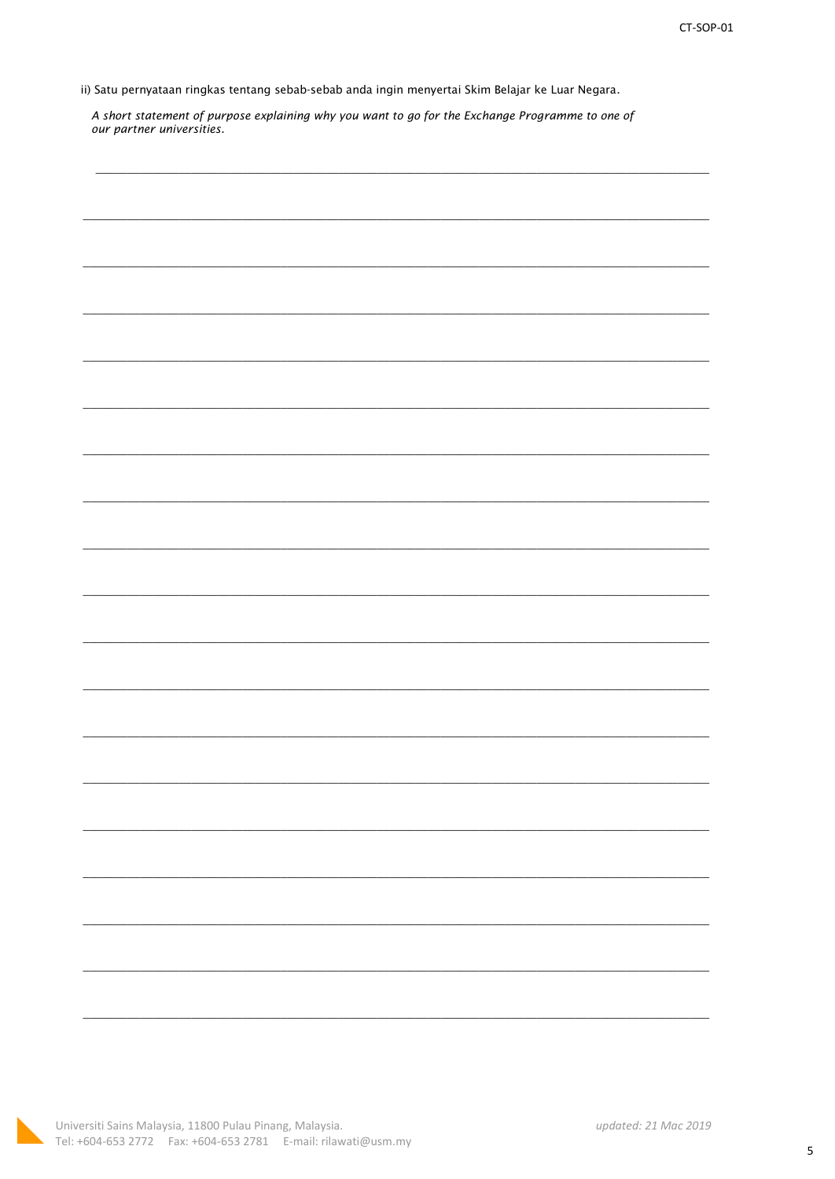ii) Satu pernyataan ringkas tentang sebab-sebab anda ingin menyertai Skim Belajar ke Luar Negara.

*A short statement of purpose explaining why you want to go for the Exchange Programme to one of our partner universities.*

\_\_\_\_\_\_\_\_\_\_\_\_\_\_\_\_\_\_\_\_\_\_\_\_\_\_\_\_\_\_\_\_\_\_\_\_\_\_\_\_\_\_\_\_\_\_\_\_\_\_\_\_\_\_\_\_\_\_\_\_\_\_\_\_\_\_\_\_\_\_\_\_\_\_\_\_\_\_

\_\_\_\_\_\_\_\_\_\_\_\_\_\_\_\_\_\_\_\_\_\_\_\_\_\_\_\_\_\_\_\_\_\_\_\_\_\_\_\_\_\_\_\_\_\_\_\_\_\_\_\_\_\_\_\_\_\_\_\_\_\_\_\_\_\_\_\_\_\_\_\_\_\_\_\_\_\_

\_\_\_\_\_\_\_\_\_\_\_\_\_\_\_\_\_\_\_\_\_\_\_\_\_\_\_\_\_\_\_\_\_\_\_\_\_\_\_\_\_\_\_\_\_\_\_\_\_\_\_\_\_\_\_\_\_\_\_\_\_\_\_\_\_\_\_\_\_\_\_\_\_\_\_\_\_\_

\_\_\_\_\_\_\_\_\_\_\_\_\_\_\_\_\_\_\_\_\_\_\_\_\_\_\_\_\_\_\_\_\_\_\_\_\_\_\_\_\_\_\_\_\_\_\_\_\_\_\_\_\_\_\_\_\_\_\_\_\_\_\_\_\_\_\_\_\_\_\_\_\_\_\_\_\_\_

\_\_\_\_\_\_\_\_\_\_\_\_\_\_\_\_\_\_\_\_\_\_\_\_\_\_\_\_\_\_\_\_\_\_\_\_\_\_\_\_\_\_\_\_\_\_\_\_\_\_\_\_\_\_\_\_\_\_\_\_\_\_\_\_\_\_\_\_\_\_\_\_\_\_\_\_\_\_

\_\_\_\_\_\_\_\_\_\_\_\_\_\_\_\_\_\_\_\_\_\_\_\_\_\_\_\_\_\_\_\_\_\_\_\_\_\_\_\_\_\_\_\_\_\_\_\_\_\_\_\_\_\_\_\_\_\_\_\_\_\_\_\_\_\_\_\_\_\_\_\_\_\_\_\_\_\_

\_\_\_\_\_\_\_\_\_\_\_\_\_\_\_\_\_\_\_\_\_\_\_\_\_\_\_\_\_\_\_\_\_\_\_\_\_\_\_\_\_\_\_\_\_\_\_\_\_\_\_\_\_\_\_\_\_\_\_\_\_\_\_\_\_\_\_\_\_\_\_\_\_\_\_\_\_\_

\_\_\_\_\_\_\_\_\_\_\_\_\_\_\_\_\_\_\_\_\_\_\_\_\_\_\_\_\_\_\_\_\_\_\_\_\_\_\_\_\_\_\_\_\_\_\_\_\_\_\_\_\_\_\_\_\_\_\_\_\_\_\_\_\_\_\_\_\_\_\_\_\_\_\_\_\_\_

\_\_\_\_\_\_\_\_\_\_\_\_\_\_\_\_\_\_\_\_\_\_\_\_\_\_\_\_\_\_\_\_\_\_\_\_\_\_\_\_\_\_\_\_\_\_\_\_\_\_\_\_\_\_\_\_\_\_\_\_\_\_\_\_\_\_\_\_\_\_\_\_\_\_\_\_\_\_

\_\_\_\_\_\_\_\_\_\_\_\_\_\_\_\_\_\_\_\_\_\_\_\_\_\_\_\_\_\_\_\_\_\_\_\_\_\_\_\_\_\_\_\_\_\_\_\_\_\_\_\_\_\_\_\_\_\_\_\_\_\_\_\_\_\_\_\_\_\_\_\_\_\_\_\_\_\_

\_\_\_\_\_\_\_\_\_\_\_\_\_\_\_\_\_\_\_\_\_\_\_\_\_\_\_\_\_\_\_\_\_\_\_\_\_\_\_\_\_\_\_\_\_\_\_\_\_\_\_\_\_\_\_\_\_\_\_\_\_\_\_\_\_\_\_\_\_\_\_\_\_\_\_\_\_\_

\_\_\_\_\_\_\_\_\_\_\_\_\_\_\_\_\_\_\_\_\_\_\_\_\_\_\_\_\_\_\_\_\_\_\_\_\_\_\_\_\_\_\_\_\_\_\_\_\_\_\_\_\_\_\_\_\_\_\_\_\_\_\_\_\_\_\_\_\_\_\_\_\_\_\_\_\_\_

\_\_\_\_\_\_\_\_\_\_\_\_\_\_\_\_\_\_\_\_\_\_\_\_\_\_\_\_\_\_\_\_\_\_\_\_\_\_\_\_\_\_\_\_\_\_\_\_\_\_\_\_\_\_\_\_\_\_\_\_\_\_\_\_\_\_\_\_\_\_\_\_\_\_\_\_\_\_

\_\_\_\_\_\_\_\_\_\_\_\_\_\_\_\_\_\_\_\_\_\_\_\_\_\_\_\_\_\_\_\_\_\_\_\_\_\_\_\_\_\_\_\_\_\_\_\_\_\_\_\_\_\_\_\_\_\_\_\_\_\_\_\_\_\_\_\_\_\_\_\_\_\_\_\_\_\_

\_\_\_\_\_\_\_\_\_\_\_\_\_\_\_\_\_\_\_\_\_\_\_\_\_\_\_\_\_\_\_\_\_\_\_\_\_\_\_\_\_\_\_\_\_\_\_\_\_\_\_\_\_\_\_\_\_\_\_\_\_\_\_\_\_\_\_\_\_\_\_\_\_\_\_\_\_\_

\_\_\_\_\_\_\_\_\_\_\_\_\_\_\_\_\_\_\_\_\_\_\_\_\_\_\_\_\_\_\_\_\_\_\_\_\_\_\_\_\_\_\_\_\_\_\_\_\_\_\_\_\_\_\_\_\_\_\_\_\_\_\_\_\_\_\_\_\_\_\_\_\_\_\_\_\_\_

\_\_\_\_\_\_\_\_\_\_\_\_\_\_\_\_\_\_\_\_\_\_\_\_\_\_\_\_\_\_\_\_\_\_\_\_\_\_\_\_\_\_\_\_\_\_\_\_\_\_\_\_\_\_\_\_\_\_\_\_\_\_\_\_\_\_\_\_\_\_\_\_\_\_\_\_\_\_

\_\_\_\_\_\_\_\_\_\_\_\_\_\_\_\_\_\_\_\_\_\_\_\_\_\_\_\_\_\_\_\_\_\_\_\_\_\_\_\_\_\_\_\_\_\_\_\_\_\_\_\_\_\_\_\_\_\_\_\_\_\_\_\_\_\_\_\_\_\_\_\_\_\_\_\_\_\_

\_\_\_\_\_\_\_\_\_\_\_\_\_\_\_\_\_\_\_\_\_\_\_\_\_\_\_\_\_\_\_\_\_\_\_\_\_\_\_\_\_\_\_\_\_\_\_\_\_\_\_\_\_\_\_\_\_\_\_\_\_\_\_\_\_\_\_\_\_\_\_\_\_\_\_\_\_\_

Universiti Sains Malaysia, 11800 Pulau Pinang, Malaysia.
Tel: +604-653 2772 Fax: +604-653 2781 E-mail: rilawati@usm.my

*updated: 21 Mac 2019*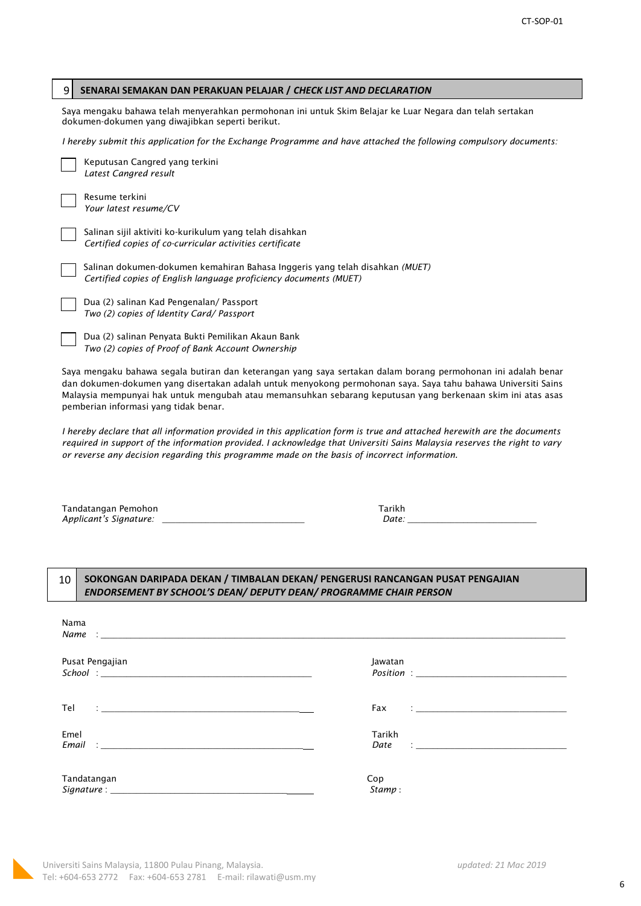## 9 SENARAI SEMAKAN DAN PERAKUAN PELAJAR / *CHECK LIST AND DECLARATION*

Saya mengaku bahawa telah menyerahkan permohonan ini untuk Skim Belajar ke Luar Negara dan telah sertakan dokumen-dokumen yang diwajibkan seperti berikut.

*I hereby submit this application for the Exchange Programme and have attached the following compulsory documents:*

- ☐ Keputusan Cangred yang terkini
  *Latest Cangred result*
- ☐ Resume terkini
  *Your latest resume/CV*
- ☐ Salinan sijil aktiviti ko-kurikulum yang telah disahkan
  *Certified copies of co-curricular activities certificate*
- ☐ Salinan dokumen-dokumen kemahiran Bahasa Inggeris yang telah disahkan *(MUET)*
  *Certified copies of English language proficiency documents (MUET)*
- ☐ Dua (2) salinan Kad Pengenalan/ Passport
  *Two (2) copies of Identity Card/ Passport*
- ☐ Dua (2) salinan Penyata Bukti Pemilikan Akaun Bank
  *Two (2) copies of Proof of Bank Account Ownership*

Saya mengaku bahawa segala butiran dan keterangan yang saya sertakan dalam borang permohonan ini adalah benar dan dokumen-dokumen yang disertakan adalah untuk menyokong permohonan saya. Saya tahu bahawa Universiti Sains Malaysia mempunyai hak untuk mengubah atau memansuhkan sebarang keputusan yang berkenaan skim ini atas asas pemberian informasi yang tidak benar.

*I hereby declare that all information provided in this application form is true and attached herewith are the documents required in support of the information provided. I acknowledge that Universiti Sains Malaysia reserves the right to vary or reverse any decision regarding this programme made on the basis of incorrect information.*

Tandatangan Pemohon
*Applicant's Signature:* ______________________________

Tarikh
*Date:* ____________________________

## 10 SOKONGAN DARIPADA DEKAN / TIMBALAN DEKAN/ PENGERUSI RANCANGAN PUSAT PENGAJIAN
## *ENDORSEMENT BY SCHOOL'S DEAN/ DEPUTY DEAN/ PROGRAMME CHAIR PERSON*

Nama
*Name* : ______________________________________________________________

Pusat Pengajian
*School* : ______________________________

Jawatan
*Position* : ______________________________

Tel : ______________________________

Fax : ______________________________

Emel
*Email* : ______________________________

Tarikh
*Date* : ______________________________

Tandatangan
*Signature* : ______________________________

Cop
*Stamp* :

Universiti Sains Malaysia, 11800 Pulau Pinang, Malaysia.
Tel: +604-653 2772 Fax: +604-653 2781 E-mail: rilawati@usm.my

*updated: 21 Mac 2019*